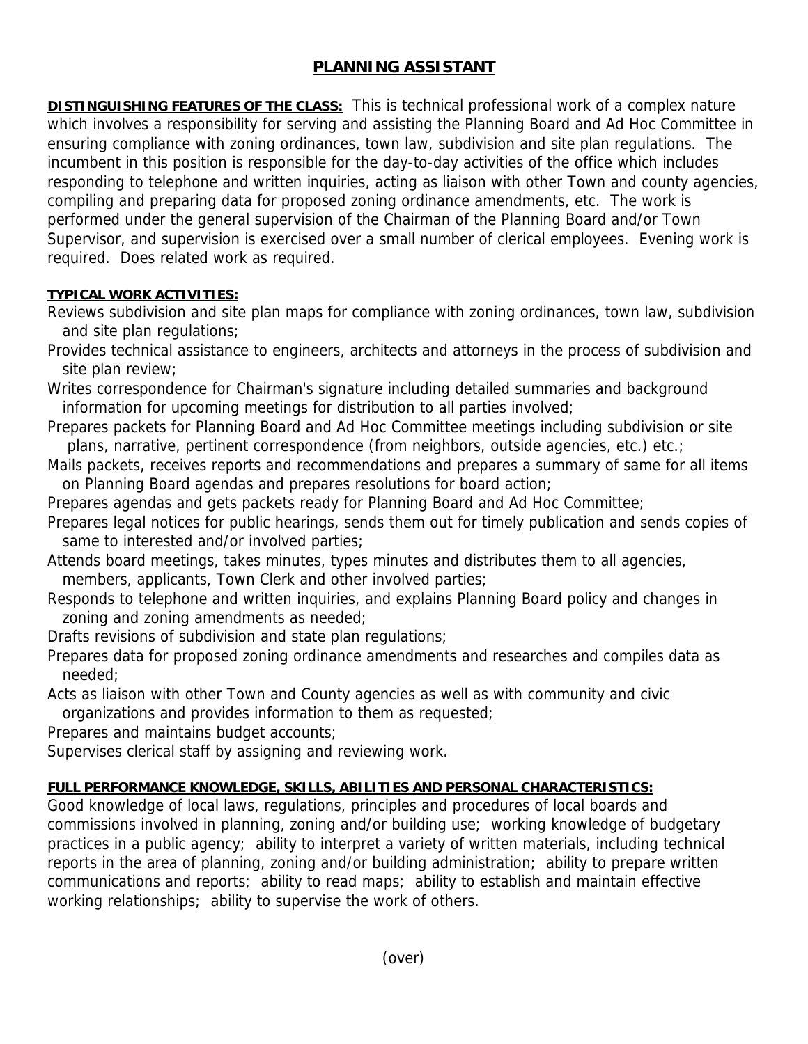# PLANNING ASSISTANT

**DISTINGUISHING FEATURES OF THE CLASS:** This is technical professional work of a complex nature which involves a responsibility for serving and assisting the Planning Board and Ad Hoc Committee in ensuring compliance with zoning ordinances, town law, subdivision and site plan regulations. The incumbent in this position is responsible for the day-to-day activities of the office which includes responding to telephone and written inquiries, acting as liaison with other Town and county agencies, compiling and preparing data for proposed zoning ordinance amendments, etc. The work is performed under the general supervision of the Chairman of the Planning Board and/or Town Supervisor, and supervision is exercised over a small number of clerical employees. Evening work is required. Does related work as required.

**TYPICAL WORK ACTIVITIES:**

Reviews subdivision and site plan maps for compliance with zoning ordinances, town law, subdivision and site plan regulations;

Provides technical assistance to engineers, architects and attorneys in the process of subdivision and site plan review;

Writes correspondence for Chairman's signature including detailed summaries and background information for upcoming meetings for distribution to all parties involved;

Prepares packets for Planning Board and Ad Hoc Committee meetings including subdivision or site plans, narrative, pertinent correspondence (from neighbors, outside agencies, etc.) etc.;

Mails packets, receives reports and recommendations and prepares a summary of same for all items on Planning Board agendas and prepares resolutions for board action;

Prepares agendas and gets packets ready for Planning Board and Ad Hoc Committee;

Prepares legal notices for public hearings, sends them out for timely publication and sends copies of same to interested and/or involved parties;

Attends board meetings, takes minutes, types minutes and distributes them to all agencies, members, applicants, Town Clerk and other involved parties;

Responds to telephone and written inquiries, and explains Planning Board policy and changes in zoning and zoning amendments as needed;

Drafts revisions of subdivision and state plan regulations;

Prepares data for proposed zoning ordinance amendments and researches and compiles data as needed;

Acts as liaison with other Town and County agencies as well as with community and civic organizations and provides information to them as requested;

Prepares and maintains budget accounts;

Supervises clerical staff by assigning and reviewing work.

**FULL PERFORMANCE KNOWLEDGE, SKILLS, ABILITIES AND PERSONAL CHARACTERISTICS:**

Good knowledge of local laws, regulations, principles and procedures of local boards and commissions involved in planning, zoning and/or building use; working knowledge of budgetary practices in a public agency; ability to interpret a variety of written materials, including technical reports in the area of planning, zoning and/or building administration; ability to prepare written communications and reports; ability to read maps; ability to establish and maintain effective working relationships; ability to supervise the work of others.

(over)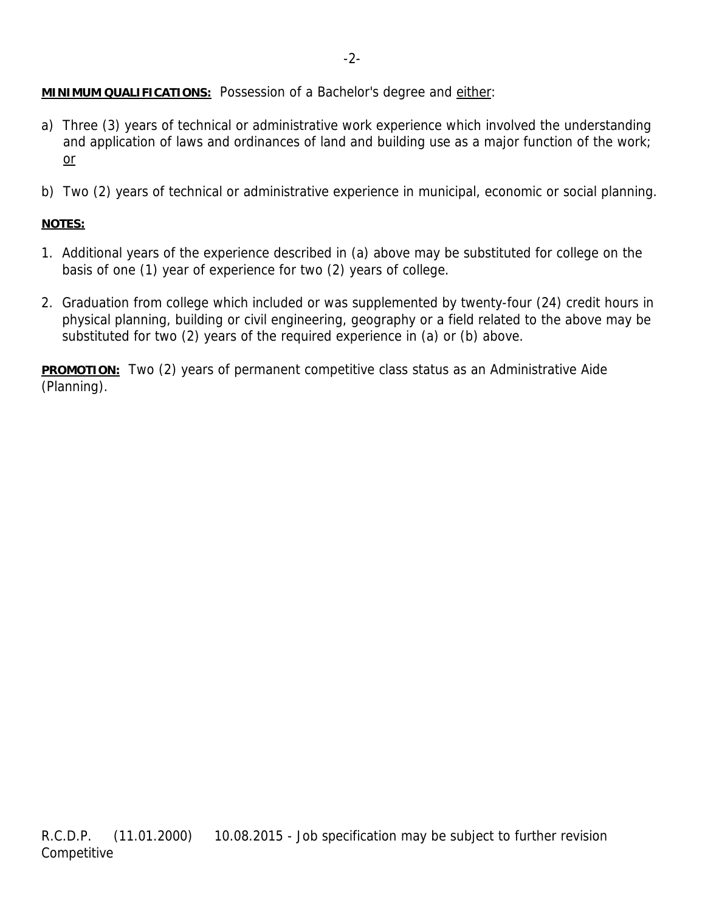**MINIMUM QUALIFICATIONS:** Possession of a Bachelor's degree and either:

a) Three (3) years of technical or administrative work experience which involved the understanding and application of laws and ordinances of land and building use as a major function of the work; or

b) Two (2) years of technical or administrative experience in municipal, economic or social planning.

**NOTES:**

1. Additional years of the experience described in (a) above may be substituted for college on the basis of one (1) year of experience for two (2) years of college.

2. Graduation from college which included or was supplemented by twenty-four (24) credit hours in physical planning, building or civil engineering, geography or a field related to the above may be substituted for two (2) years of the required experience in (a) or (b) above.

**PROMOTION:** Two (2) years of permanent competitive class status as an Administrative Aide (Planning).

R.C.D.P. (11.01.2000) 10.08.2015 - Job specification may be subject to further revision
Competitive